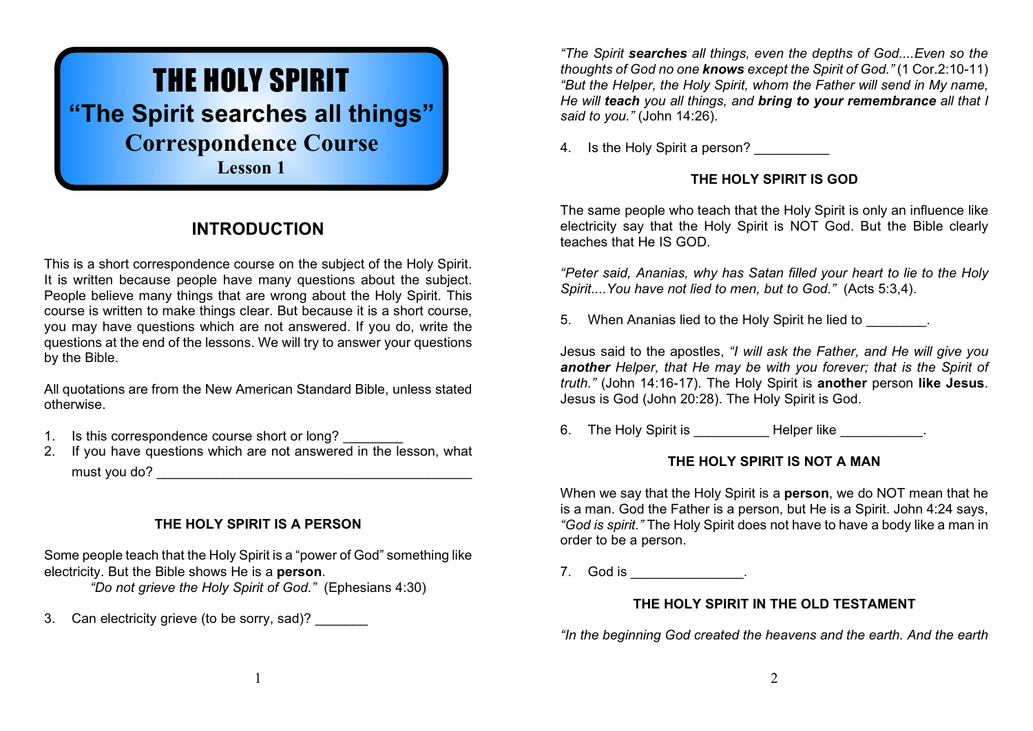# THE HOLY SPIRIT

## "The Spirit searches all things"

## Correspondence Course

### Lesson 1

## INTRODUCTION

This is a short correspondence course on the subject of the Holy Spirit. It is written because people have many questions about the subject. People believe many things that are wrong about the Holy Spirit. This course is written to make things clear. But because it is a short course, you may have questions which are not answered. If you do, write the questions at the end of the lessons. We will try to answer your questions by the Bible.

All quotations are from the New American Standard Bible, unless stated otherwise.

1. Is this correspondence course short or long? ________
2. If you have questions which are not answered in the lesson, what must you do? ___________________________________________

### THE HOLY SPIRIT IS A PERSON

Some people teach that the Holy Spirit is a "power of God" something like electricity. But the Bible shows He is a **person**.

*"Do not grieve the Holy Spirit of God."* (Ephesians 4:30)

3. Can electricity grieve (to be sorry, sad)? _______

*"The Spirit **searches** all things, even the depths of God....Even so the thoughts of God no one **knows** except the Spirit of God."* (1 Cor.2:10-11) *"But the Helper, the Holy Spirit, whom the Father will send in My name, He will **teach** you all things, and **bring to your remembrance** all that I said to you."* (John 14:26).

4. Is the Holy Spirit a person? __________

### THE HOLY SPIRIT IS GOD

The same people who teach that the Holy Spirit is only an influence like electricity say that the Holy Spirit is NOT God. But the Bible clearly teaches that He IS GOD.

*"Peter said, Ananias, why has Satan filled your heart to lie to the Holy Spirit....You have not lied to men, but to God."* (Acts 5:3,4).

5. When Ananias lied to the Holy Spirit he lied to ________.

Jesus said to the apostles, *"I will ask the Father, and He will give you **another** Helper, that He may be with you forever; that is the Spirit of truth."* (John 14:16-17). The Holy Spirit is **another** person **like Jesus**. Jesus is God (John 20:28). The Holy Spirit is God.

6. The Holy Spirit is __________ Helper like ___________.

### THE HOLY SPIRIT IS NOT A MAN

When we say that the Holy Spirit is a **person**, we do NOT mean that he is a man. God the Father is a person, but He is a Spirit. John 4:24 says, *"God is spirit."* The Holy Spirit does not have to have a body like a man in order to be a person.

7. God is _______________.

### THE HOLY SPIRIT IN THE OLD TESTAMENT

*"In the beginning God created the heavens and the earth. And the earth*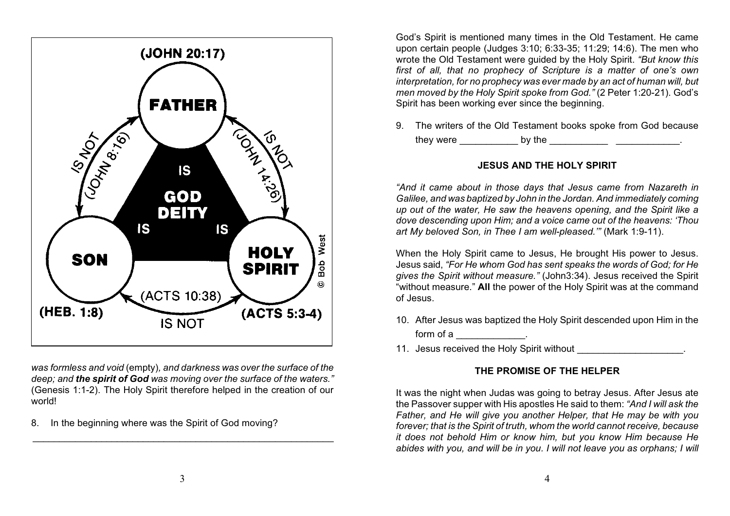(JOHN 20:17)

FATHER

IS NOT (JOHN 8:16)

IS NOT (JOHN 14:26)

IS GOD DEITY IS IS

SON

HOLY SPIRIT

(ACTS 10:38)

IS NOT

(HEB. 1:8)

(ACTS 5:3-4)

© Bob West

*was formless and void* (empty)*, and darkness was over the surface of the deep; and **the spirit of God** was moving over the surface of the waters."* (Genesis 1:1-2). The Holy Spirit therefore helped in the creation of our world!

8. In the beginning where was the Spirit of God moving?

______________________________________________________________

God's Spirit is mentioned many times in the Old Testament. He came upon certain people (Judges 3:10; 6:33-35; 11:29; 14:6). The men who wrote the Old Testament were guided by the Holy Spirit. *"But know this first of all, that no prophecy of Scripture is a matter of one's own interpretation, for no prophecy was ever made by an act of human will, but men moved by the Holy Spirit spoke from God."* (2 Peter 1:20-21). God's Spirit has been working ever since the beginning.

9. The writers of the Old Testament books spoke from God because they were ___________ by the ___________ ____________.

### JESUS AND THE HOLY SPIRIT

*"And it came about in those days that Jesus came from Nazareth in Galilee, and was baptized by John in the Jordan. And immediately coming up out of the water, He saw the heavens opening, and the Spirit like a dove descending upon Him; and a voice came out of the heavens: 'Thou art My beloved Son, in Thee I am well-pleased.'"* (Mark 1:9-11).

When the Holy Spirit came to Jesus, He brought His power to Jesus. Jesus said, *"For He whom God has sent speaks the words of God; for He gives the Spirit without measure."* (John3:34). Jesus received the Spirit "without measure." **All** the power of the Holy Spirit was at the command of Jesus.

10. After Jesus was baptized the Holy Spirit descended upon Him in the form of a _____________.

11. Jesus received the Holy Spirit without ____________________.

### THE PROMISE OF THE HELPER

It was the night when Judas was going to betray Jesus. After Jesus ate the Passover supper with His apostles He said to them: *"And I will ask the Father, and He will give you another Helper, that He may be with you forever; that is the Spirit of truth, whom the world cannot receive, because it does not behold Him or know him, but you know Him because He abides with you, and will be in you. I will not leave you as orphans; I will*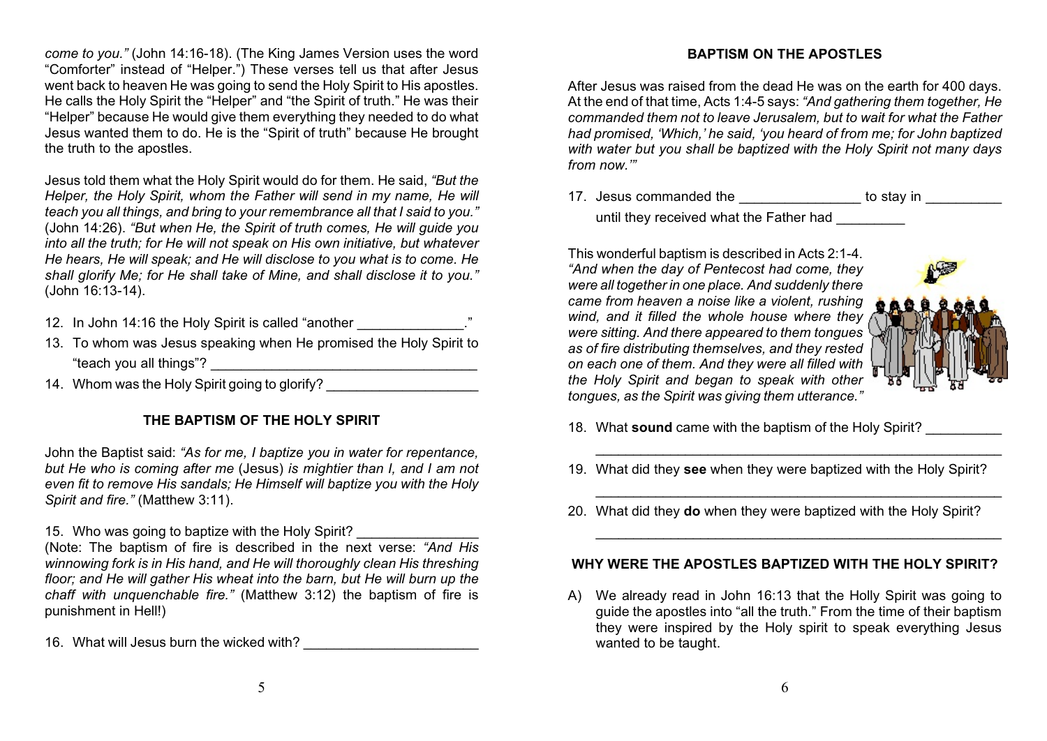*come to you."* (John 14:16-18). (The King James Version uses the word "Comforter" instead of "Helper.") These verses tell us that after Jesus went back to heaven He was going to send the Holy Spirit to His apostles. He calls the Holy Spirit the "Helper" and "the Spirit of truth." He was their "Helper" because He would give them everything they needed to do what Jesus wanted them to do. He is the "Spirit of truth" because He brought the truth to the apostles.

Jesus told them what the Holy Spirit would do for them. He said, *"But the Helper, the Holy Spirit, whom the Father will send in my name, He will teach you all things, and bring to your remembrance all that I said to you."* (John 14:26). *"But when He, the Spirit of truth comes, He will guide you into all the truth; for He will not speak on His own initiative, but whatever He hears, He will speak; and He will disclose to you what is to come. He shall glorify Me; for He shall take of Mine, and shall disclose it to you."* (John 16:13-14).

12. In John 14:16 the Holy Spirit is called "another ______________."
13. To whom was Jesus speaking when He promised the Holy Spirit to "teach you all things"? ___________________________________
14. Whom was the Holy Spirit going to glorify? ____________________

## THE BAPTISM OF THE HOLY SPIRIT

John the Baptist said: *"As for me, I baptize you in water for repentance, but He who is coming after me* (Jesus) *is mightier than I, and I am not even fit to remove His sandals; He Himself will baptize you with the Holy Spirit and fire."* (Matthew 3:11).

15. Who was going to baptize with the Holy Spirit? ________________

(Note: The baptism of fire is described in the next verse: *"And His winnowing fork is in His hand, and He will thoroughly clean His threshing floor; and He will gather His wheat into the barn, but He will burn up the chaff with unquenchable fire."* (Matthew 3:12) the baptism of fire is punishment in Hell!)

16. What will Jesus burn the wicked with? _______________________

## BAPTISM ON THE APOSTLES

After Jesus was raised from the dead He was on the earth for 400 days. At the end of that time, Acts 1:4-5 says: *"And gathering them together, He commanded them not to leave Jerusalem, but to wait for what the Father had promised, 'Which,' he said, 'you heard of from me; for John baptized with water but you shall be baptized with the Holy Spirit not many days from now.'"*

17. Jesus commanded the ________________ to stay in __________ until they received what the Father had _________

This wonderful baptism is described in Acts 2:1-4. *"And when the day of Pentecost had come, they were all together in one place. And suddenly there came from heaven a noise like a violent, rushing wind, and it filled the whole house where they were sitting. And there appeared to them tongues as of fire distributing themselves, and they rested on each one of them. And they were all filled with the Holy Spirit and began to speak with other tongues, as the Spirit was giving them utterance."*

18. What **sound** came with the baptism of the Holy Spirit? __________
_______________________________________________________
19. What did they **see** when they were baptized with the Holy Spirit?
_______________________________________________________
20. What did they **do** when they were baptized with the Holy Spirit?
_______________________________________________________

## WHY WERE THE APOSTLES BAPTIZED WITH THE HOLY SPIRIT?

A) We already read in John 16:13 that the Holly Spirit was going to guide the apostles into "all the truth." From the time of their baptism they were inspired by the Holy spirit to speak everything Jesus wanted to be taught.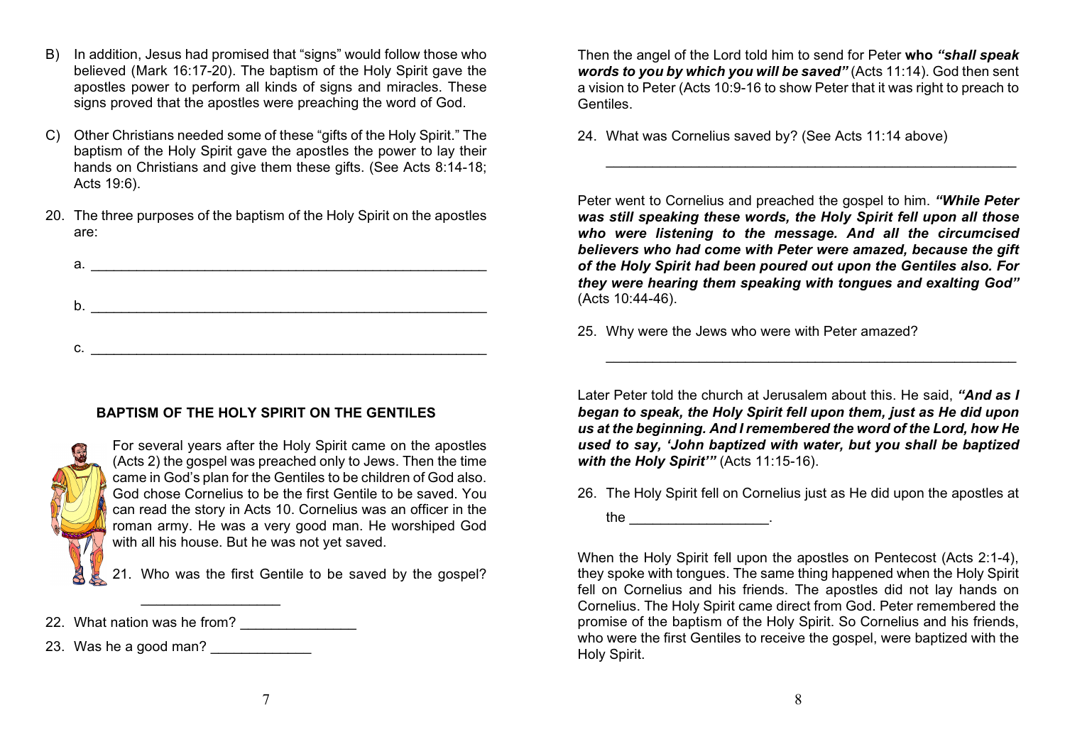B) In addition, Jesus had promised that "signs" would follow those who believed (Mark 16:17-20). The baptism of the Holy Spirit gave the apostles power to perform all kinds of signs and miracles. These signs proved that the apostles were preaching the word of God.

C) Other Christians needed some of these "gifts of the Holy Spirit." The baptism of the Holy Spirit gave the apostles the power to lay their hands on Christians and give them these gifts. (See Acts 8:14-18; Acts 19:6).

20. The three purposes of the baptism of the Holy Spirit on the apostles are:

    a. ____________________________________________________

    b. ____________________________________________________

    c. ____________________________________________________

### BAPTISM OF THE HOLY SPIRIT ON THE GENTILES

For several years after the Holy Spirit came on the apostles (Acts 2) the gospel was preached only to Jews. Then the time came in God's plan for the Gentiles to be children of God also. God chose Cornelius to be the first Gentile to be saved. You can read the story in Acts 10. Cornelius was an officer in the roman army. He was a very good man. He worshiped God with all his house. But he was not yet saved.

21. Who was the first Gentile to be saved by the gospel? _________________

22. What nation was he from? ______________

23. Was he a good man? ____________

Then the angel of the Lord told him to send for Peter **who *"shall speak words to you by which you will be saved"*** (Acts 11:14). God then sent a vision to Peter (Acts 10:9-16 to show Peter that it was right to preach to Gentiles.

24. What was Cornelius saved by? (See Acts 11:14 above)

    _______________________________________________________

Peter went to Cornelius and preached the gospel to him. ***"While Peter was still speaking these words, the Holy Spirit fell upon all those who were listening to the message. And all the circumcised believers who had come with Peter were amazed, because the gift of the Holy Spirit had been poured out upon the Gentiles also. For they were hearing them speaking with tongues and exalting God"*** (Acts 10:44-46).

25. Why were the Jews who were with Peter amazed?

    _______________________________________________________

Later Peter told the church at Jerusalem about this. He said, ***"And as I began to speak, the Holy Spirit fell upon them, just as He did upon us at the beginning. And I remembered the word of the Lord, how He used to say, 'John baptized with water, but you shall be baptized with the Holy Spirit'"*** (Acts 11:15-16).

26. The Holy Spirit fell on Cornelius just as He did upon the apostles at the _________________.

When the Holy Spirit fell upon the apostles on Pentecost (Acts 2:1-4), they spoke with tongues. The same thing happened when the Holy Spirit fell on Cornelius and his friends. The apostles did not lay hands on Cornelius. The Holy Spirit came direct from God. Peter remembered the promise of the baptism of the Holy Spirit. So Cornelius and his friends, who were the first Gentiles to receive the gospel, were baptized with the Holy Spirit.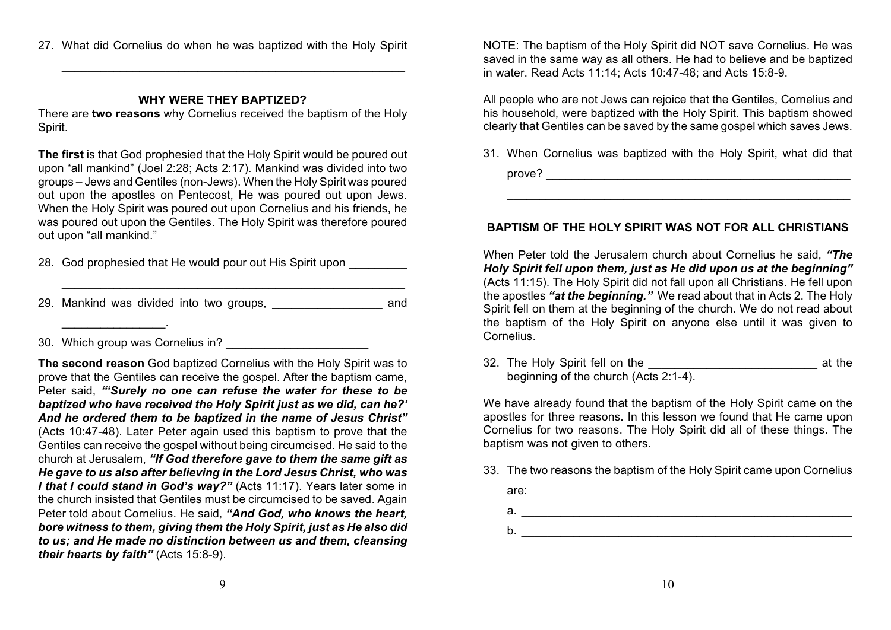27. What did Cornelius do when he was baptized with the Holy Spirit

_______________________________________________________

## WHY WERE THEY BAPTIZED?

There are **two reasons** why Cornelius received the baptism of the Holy Spirit.

**The first** is that God prophesied that the Holy Spirit would be poured out upon "all mankind" (Joel 2:28; Acts 2:17). Mankind was divided into two groups – Jews and Gentiles (non-Jews). When the Holy Spirit was poured out upon the apostles on Pentecost, He was poured out upon Jews. When the Holy Spirit was poured out upon Cornelius and his friends, he was poured out upon the Gentiles. The Holy Spirit was therefore poured out upon "all mankind."

28. God prophesied that He would pour out His Spirit upon _________

    _______________________________________________________

29. Mankind was divided into two groups, _________________ and

    ________________.

30. Which group was Cornelius in? ______________________

**The second reason** God baptized Cornelius with the Holy Spirit was to prove that the Gentiles can receive the gospel. After the baptism came, Peter said, ***"'Surely no one can refuse the water for these to be baptized who have received the Holy Spirit just as we did, can he?' And he ordered them to be baptized in the name of Jesus Christ"*** (Acts 10:47-48). Later Peter again used this baptism to prove that the Gentiles can receive the gospel without being circumcised. He said to the church at Jerusalem, ***"If God therefore gave to them the same gift as He gave to us also after believing in the Lord Jesus Christ, who was I that I could stand in God's way?"*** (Acts 11:17). Years later some in the church insisted that Gentiles must be circumcised to be saved. Again Peter told about Cornelius. He said, ***"And God, who knows the heart, bore witness to them, giving them the Holy Spirit, just as He also did to us; and He made no distinction between us and them, cleansing their hearts by faith"*** (Acts 15:8-9).

NOTE: The baptism of the Holy Spirit did NOT save Cornelius. He was saved in the same way as all others. He had to believe and be baptized in water. Read Acts 11:14; Acts 10:47-48; and Acts 15:8-9.

All people who are not Jews can rejoice that the Gentiles, Cornelius and his household, were baptized with the Holy Spirit. This baptism showed clearly that Gentiles can be saved by the same gospel which saves Jews.

31. When Cornelius was baptized with the Holy Spirit, what did that

    prove? _________________________________________________

    _______________________________________________________

## BAPTISM OF THE HOLY SPIRIT WAS NOT FOR ALL CHRISTIANS

When Peter told the Jerusalem church about Cornelius he said, ***"The Holy Spirit fell upon them, just as He did upon us at the beginning"*** (Acts 11:15). The Holy Spirit did not fall upon all Christians. He fell upon the apostles ***"at the beginning."*** We read about that in Acts 2. The Holy Spirit fell on them at the beginning of the church. We do not read about the baptism of the Holy Spirit on anyone else until it was given to Cornelius.

32. The Holy Spirit fell on the __________________________ at the beginning of the church (Acts 2:1-4).

We have already found that the baptism of the Holy Spirit came on the apostles for three reasons. In this lesson we found that He came upon Cornelius for two reasons. The Holy Spirit did all of these things. The baptism was not given to others.

33. The two reasons the baptism of the Holy Spirit came upon Cornelius are:

    a. _____________________________________________________

    b. _____________________________________________________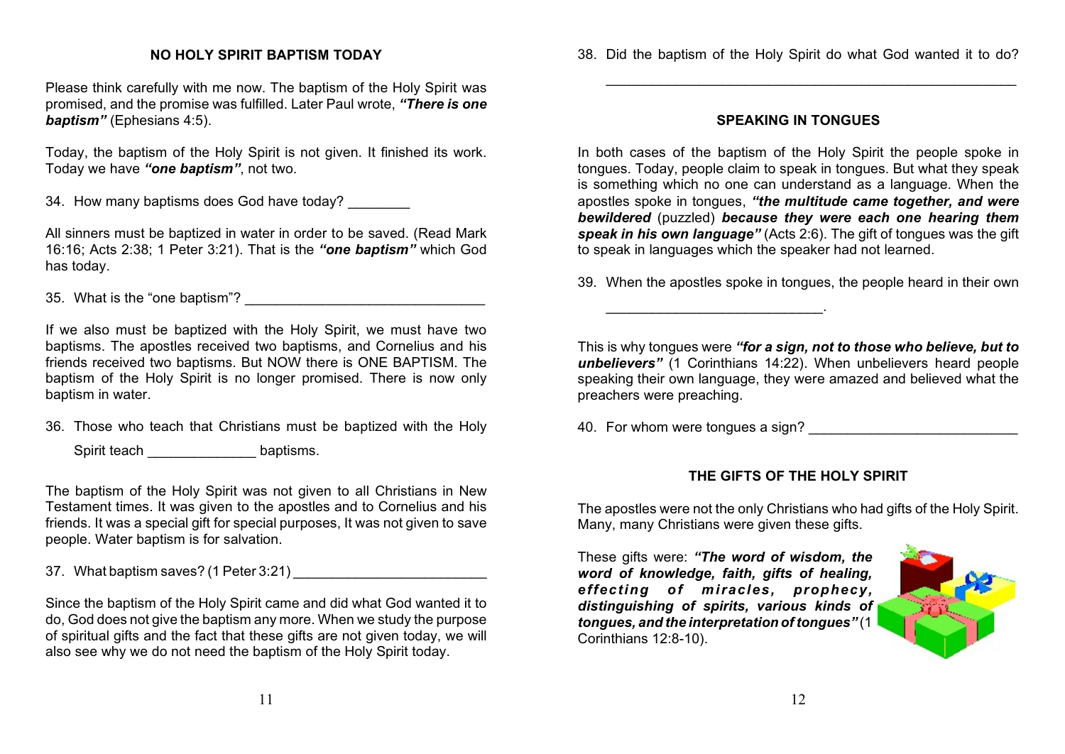## NO HOLY SPIRIT BAPTISM TODAY

Please think carefully with me now. The baptism of the Holy Spirit was promised, and the promise was fulfilled. Later Paul wrote, ***"There is one baptism"*** (Ephesians 4:5).

Today, the baptism of the Holy Spirit is not given. It finished its work. Today we have ***"one baptism"***, not two.

34. How many baptisms does God have today? ________

All sinners must be baptized in water in order to be saved. (Read Mark 16:16; Acts 2:38; 1 Peter 3:21). That is the ***"one baptism"*** which God has today.

35. What is the "one baptism"? _______________________________

If we also must be baptized with the Holy Spirit, we must have two baptisms. The apostles received two baptisms, and Cornelius and his friends received two baptisms. But NOW there is ONE BAPTISM. The baptism of the Holy Spirit is no longer promised. There is now only baptism in water.

36. Those who teach that Christians must be baptized with the Holy Spirit teach ______________ baptisms.

The baptism of the Holy Spirit was not given to all Christians in New Testament times. It was given to the apostles and to Cornelius and his friends. It was a special gift for special purposes, It was not given to save people. Water baptism is for salvation.

37. What baptism saves? (1 Peter 3:21) _________________________

Since the baptism of the Holy Spirit came and did what God wanted it to do, God does not give the baptism any more. When we study the purpose of spiritual gifts and the fact that these gifts are not given today, we will also see why we do not need the baptism of the Holy Spirit today.

38. Did the baptism of the Holy Spirit do what God wanted it to do?

_______________________________________________________

## SPEAKING IN TONGUES

In both cases of the baptism of the Holy Spirit the people spoke in tongues. Today, people claim to speak in tongues. But what they speak is something which no one can understand as a language. When the apostles spoke in tongues, ***"the multitude came together, and were bewildered*** (puzzled) ***because they were each one hearing them speak in his own language"*** (Acts 2:6). The gift of tongues was the gift to speak in languages which the speaker had not learned.

39. When the apostles spoke in tongues, the people heard in their own

____________________________.

This is why tongues were ***"for a sign, not to those who believe, but to unbelievers"*** (1 Corinthians 14:22). When unbelievers heard people speaking their own language, they were amazed and believed what the preachers were preaching.

40. For whom were tongues a sign? ___________________________

## THE GIFTS OF THE HOLY SPIRIT

The apostles were not the only Christians who had gifts of the Holy Spirit. Many, many Christians were given these gifts.

These gifts were: ***"The word of wisdom, the word of knowledge, faith, gifts of healing, effecting of miracles, prophecy, distinguishing of spirits, various kinds of tongues, and the interpretation of tongues"*** (1 Corinthians 12:8-10).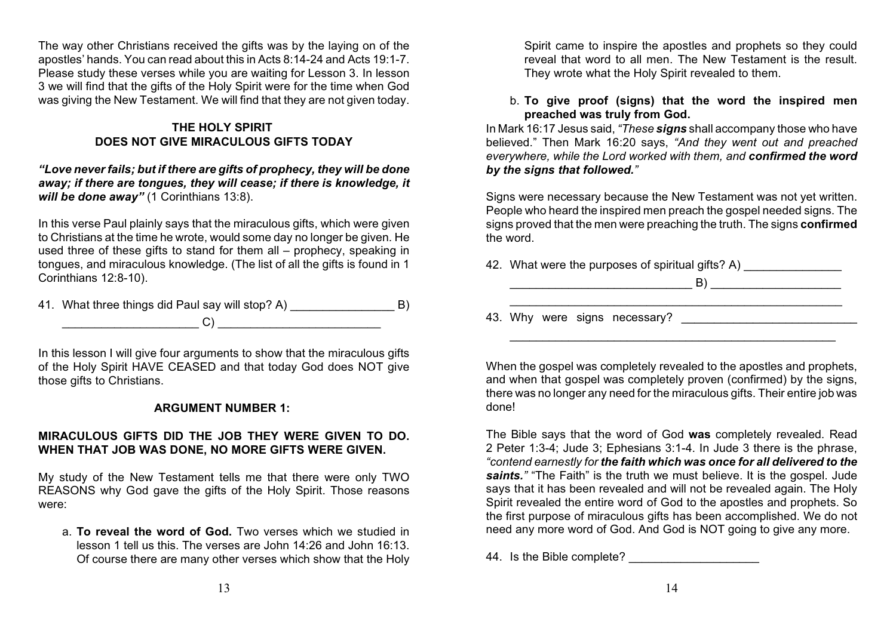The way other Christians received the gifts was by the laying on of the apostles' hands. You can read about this in Acts 8:14-24 and Acts 19:1-7. Please study these verses while you are waiting for Lesson 3. In lesson 3 we will find that the gifts of the Holy Spirit were for the time when God was giving the New Testament. We will find that they are not given today.

## THE HOLY SPIRIT
## DOES NOT GIVE MIRACULOUS GIFTS TODAY

***"Love never fails; but if there are gifts of prophecy, they will be done away; if there are tongues, they will cease; if there is knowledge, it will be done away"*** (1 Corinthians 13:8).

In this verse Paul plainly says that the miraculous gifts, which were given to Christians at the time he wrote, would some day no longer be given. He used three of these gifts to stand for them all – prophecy, speaking in tongues, and miraculous knowledge. (The list of all the gifts is found in 1 Corinthians 12:8-10).

41. What three things did Paul say will stop? A) ________________ B) ____________________ C) ________________________

In this lesson I will give four arguments to show that the miraculous gifts of the Holy Spirit HAVE CEASED and that today God does NOT give those gifts to Christians.

### ARGUMENT NUMBER 1:

### MIRACULOUS GIFTS DID THE JOB THEY WERE GIVEN TO DO. WHEN THAT JOB WAS DONE, NO MORE GIFTS WERE GIVEN.

My study of the New Testament tells me that there were only TWO REASONS why God gave the gifts of the Holy Spirit. Those reasons were:

a. **To reveal the word of God.** Two verses which we studied in lesson 1 tell us this. The verses are John 14:26 and John 16:13. Of course there are many other verses which show that the Holy Spirit came to inspire the apostles and prophets so they could reveal that word to all men. The New Testament is the result. They wrote what the Holy Spirit revealed to them.

b. **To give proof (signs) that the word the inspired men preached was truly from God.**

In Mark 16:17 Jesus said, *"These* ***signs*** shall accompany those who have believed." Then Mark 16:20 says, *"And they went out and preached everywhere, while the Lord worked with them, and* ***confirmed the word by the signs that followed."***

Signs were necessary because the New Testament was not yet written. People who heard the inspired men preach the gospel needed signs. The signs proved that the men were preaching the truth. The signs **confirmed** the word.

42. What were the purposes of spiritual gifts? A) ______________ ____________________________ B) ____________________ ____________________________________________________

43. Why were signs necessary? ___________________________ ____________________________________________________

When the gospel was completely revealed to the apostles and prophets, and when that gospel was completely proven (confirmed) by the signs, there was no longer any need for the miraculous gifts. Their entire job was done!

The Bible says that the word of God **was** completely revealed. Read 2 Peter 1:3-4; Jude 3; Ephesians 3:1-4. In Jude 3 there is the phrase, *"contend earnestly for* ***the faith which was once for all delivered to the saints."*** "The Faith" is the truth we must believe. It is the gospel. Jude says that it has been revealed and will not be revealed again. The Holy Spirit revealed the entire word of God to the apostles and prophets. So the first purpose of miraculous gifts has been accomplished. We do not need any more word of God. And God is NOT going to give any more.

44. Is the Bible complete? ____________________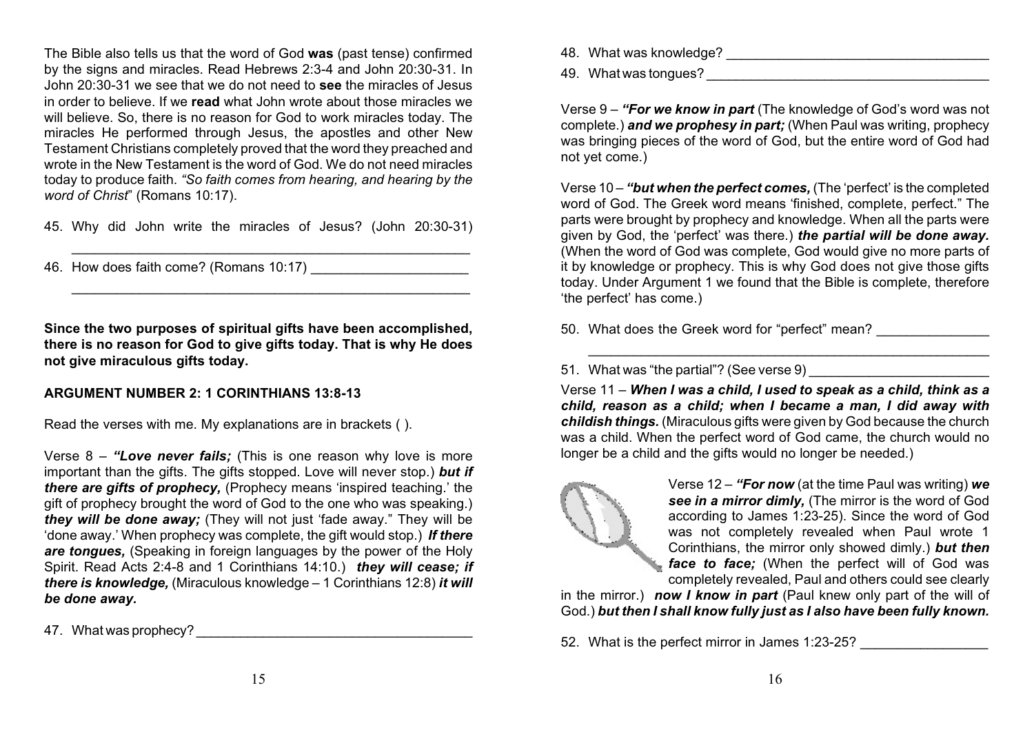The Bible also tells us that the word of God **was** (past tense) confirmed by the signs and miracles. Read Hebrews 2:3-4 and John 20:30-31. In John 20:30-31 we see that we do not need to **see** the miracles of Jesus in order to believe. If we **read** what John wrote about those miracles we will believe. So, there is no reason for God to work miracles today. The miracles He performed through Jesus, the apostles and other New Testament Christians completely proved that the word they preached and wrote in the New Testament is the word of God. We do not need miracles today to produce faith. *"So faith comes from hearing, and hearing by the word of Christ*" (Romans 10:17).

45. Why did John write the miracles of Jesus? (John 20:30-31) ______________________________________________________

46. How does faith come? (Romans 10:17) ____________________ ______________________________________________________

**Since the two purposes of spiritual gifts have been accomplished, there is no reason for God to give gifts today. That is why He does not give miraculous gifts today.**

## ARGUMENT NUMBER 2: 1 CORINTHIANS 13:8-13

Read the verses with me. My explanations are in brackets ( ).

Verse 8 – ***"Love never fails;*** (This is one reason why love is more important than the gifts. The gifts stopped. Love will never stop.) ***but if there are gifts of prophecy,*** (Prophecy means 'inspired teaching.' the gift of prophecy brought the word of God to the one who was speaking.) ***they will be done away;*** (They will not just 'fade away." They will be 'done away.' When prophecy was complete, the gift would stop.) ***If there are tongues,*** (Speaking in foreign languages by the power of the Holy Spirit. Read Acts 2:4-8 and 1 Corinthians 14:10.) ***they will cease; if there is knowledge,*** (Miraculous knowledge – 1 Corinthians 12:8) ***it will be done away.***

47. What was prophecy? ____________________________________

48. What was knowledge? ___________________________________

49. What was tongues? _____________________________________

Verse 9 – ***"For we know in part*** (The knowledge of God's word was not complete.) ***and we prophesy in part;*** (When Paul was writing, prophecy was bringing pieces of the word of God, but the entire word of God had not yet come.)

Verse 10 – ***"but when the perfect comes,*** (The 'perfect' is the completed word of God. The Greek word means 'finished, complete, perfect." The parts were brought by prophecy and knowledge. When all the parts were given by God, the 'perfect' was there.) ***the partial will be done away.*** (When the word of God was complete, God would give no more parts of it by knowledge or prophecy. This is why God does not give those gifts today. Under Argument 1 we found that the Bible is complete, therefore 'the perfect' has come.)

50. What does the Greek word for "perfect" mean? _______________ ______________________________________________________

51. What was "the partial"? (See verse 9) _______________________

Verse 11 – ***When I was a child, I used to speak as a child, think as a child, reason as a child; when I became a man, I did away with childish things.*** (Miraculous gifts were given by God because the church was a child. When the perfect word of God came, the church would no longer be a child and the gifts would no longer be needed.)

Verse 12 – ***"For now*** (at the time Paul was writing) ***we see in a mirror dimly,*** (The mirror is the word of God according to James 1:23-25). Since the word of God was not completely revealed when Paul wrote 1 Corinthians, the mirror only showed dimly.) ***but then face to face;*** (When the perfect will of God was completely revealed, Paul and others could see clearly in the mirror.) ***now I know in part*** (Paul knew only part of the will of God.) ***but then I shall know fully just as I also have been fully known.***

52. What is the perfect mirror in James 1:23-25? _________________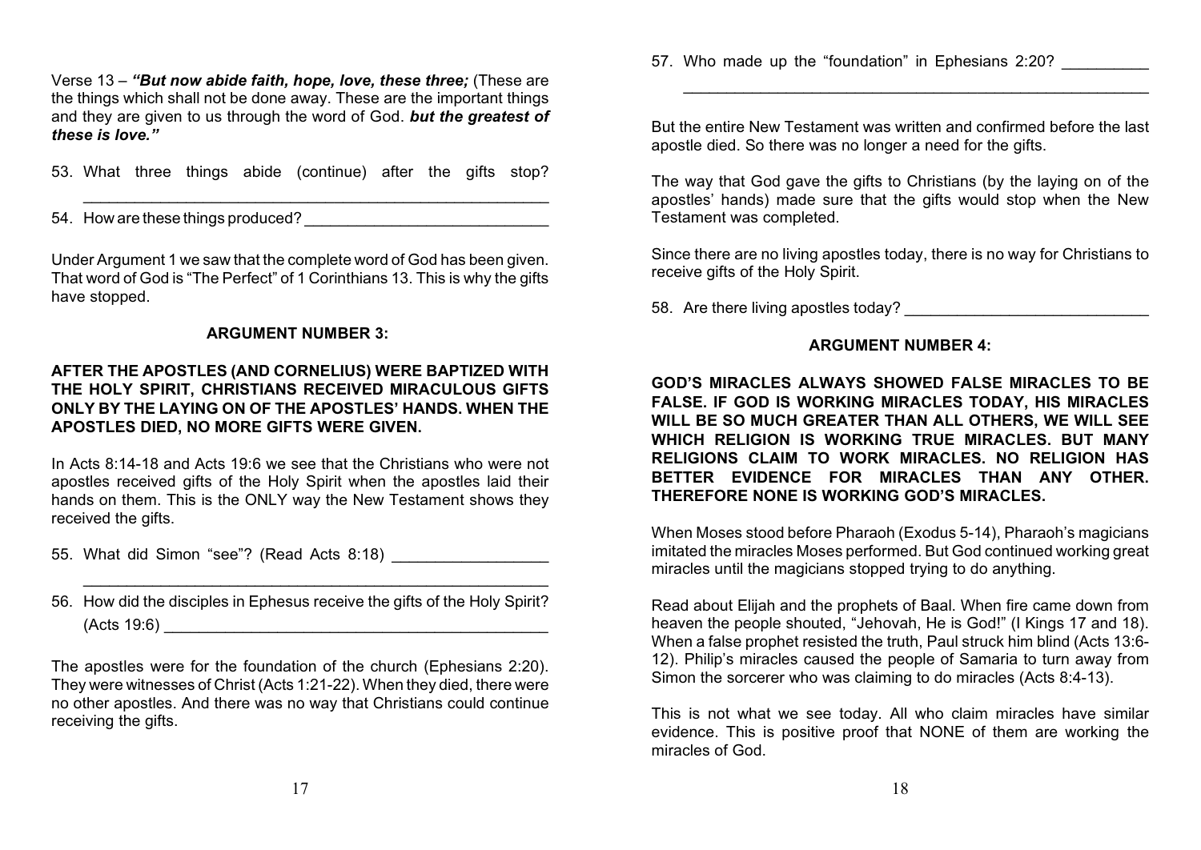Verse 13 – ***"But now abide faith, hope, love, these three;*** (These are the things which shall not be done away. These are the important things and they are given to us through the word of God. ***but the greatest of these is love."***

53. What three things abide (continue) after the gifts stop? \_\_\_\_\_\_\_\_\_\_\_\_\_\_\_\_\_\_\_\_\_\_\_\_\_\_\_\_\_\_\_\_\_\_\_\_\_\_\_\_\_\_\_\_\_\_\_\_\_\_\_\_\_\_

54. How are these things produced? \_\_\_\_\_\_\_\_\_\_\_\_\_\_\_\_\_\_\_\_\_\_\_\_\_\_\_\_\_\_

Under Argument 1 we saw that the complete word of God has been given. That word of God is "The Perfect" of 1 Corinthians 13. This is why the gifts have stopped.

**ARGUMENT NUMBER 3:**

**AFTER THE APOSTLES (AND CORNELIUS) WERE BAPTIZED WITH THE HOLY SPIRIT, CHRISTIANS RECEIVED MIRACULOUS GIFTS ONLY BY THE LAYING ON OF THE APOSTLES' HANDS. WHEN THE APOSTLES DIED, NO MORE GIFTS WERE GIVEN.**

In Acts 8:14-18 and Acts 19:6 we see that the Christians who were not apostles received gifts of the Holy Spirit when the apostles laid their hands on them. This is the ONLY way the New Testament shows they received the gifts.

55. What did Simon "see"? (Read Acts 8:18) \_\_\_\_\_\_\_\_\_\_\_\_\_\_\_\_\_\_\_\_ \_\_\_\_\_\_\_\_\_\_\_\_\_\_\_\_\_\_\_\_\_\_\_\_\_\_\_\_\_\_\_\_\_\_\_\_\_\_\_\_\_\_\_\_\_\_\_\_\_\_\_\_\_\_

56. How did the disciples in Ephesus receive the gifts of the Holy Spirit? (Acts 19:6) \_\_\_\_\_\_\_\_\_\_\_\_\_\_\_\_\_\_\_\_\_\_\_\_\_\_\_\_\_\_\_\_\_\_\_\_\_\_\_\_\_\_\_\_\_\_

The apostles were for the foundation of the church (Ephesians 2:20). They were witnesses of Christ (Acts 1:21-22). When they died, there were no other apostles. And there was no way that Christians could continue receiving the gifts.

57. Who made up the "foundation" in Ephesians 2:20? \_\_\_\_\_\_\_\_\_\_ \_\_\_\_\_\_\_\_\_\_\_\_\_\_\_\_\_\_\_\_\_\_\_\_\_\_\_\_\_\_\_\_\_\_\_\_\_\_\_\_\_\_\_\_\_\_\_\_\_\_\_\_\_\_

But the entire New Testament was written and confirmed before the last apostle died. So there was no longer a need for the gifts.

The way that God gave the gifts to Christians (by the laying on of the apostles' hands) made sure that the gifts would stop when the New Testament was completed.

Since there are no living apostles today, there is no way for Christians to receive gifts of the Holy Spirit.

58. Are there living apostles today? \_\_\_\_\_\_\_\_\_\_\_\_\_\_\_\_\_\_\_\_\_\_\_\_\_\_\_\_\_\_

**ARGUMENT NUMBER 4:**

**GOD'S MIRACLES ALWAYS SHOWED FALSE MIRACLES TO BE FALSE. IF GOD IS WORKING MIRACLES TODAY, HIS MIRACLES WILL BE SO MUCH GREATER THAN ALL OTHERS, WE WILL SEE WHICH RELIGION IS WORKING TRUE MIRACLES. BUT MANY RELIGIONS CLAIM TO WORK MIRACLES. NO RELIGION HAS BETTER EVIDENCE FOR MIRACLES THAN ANY OTHER. THEREFORE NONE IS WORKING GOD'S MIRACLES.**

When Moses stood before Pharaoh (Exodus 5-14), Pharaoh's magicians imitated the miracles Moses performed. But God continued working great miracles until the magicians stopped trying to do anything.

Read about Elijah and the prophets of Baal. When fire came down from heaven the people shouted, "Jehovah, He is God!" (I Kings 17 and 18). When a false prophet resisted the truth, Paul struck him blind (Acts 13:6-12). Philip's miracles caused the people of Samaria to turn away from Simon the sorcerer who was claiming to do miracles (Acts 8:4-13).

This is not what we see today. All who claim miracles have similar evidence. This is positive proof that NONE of them are working the miracles of God.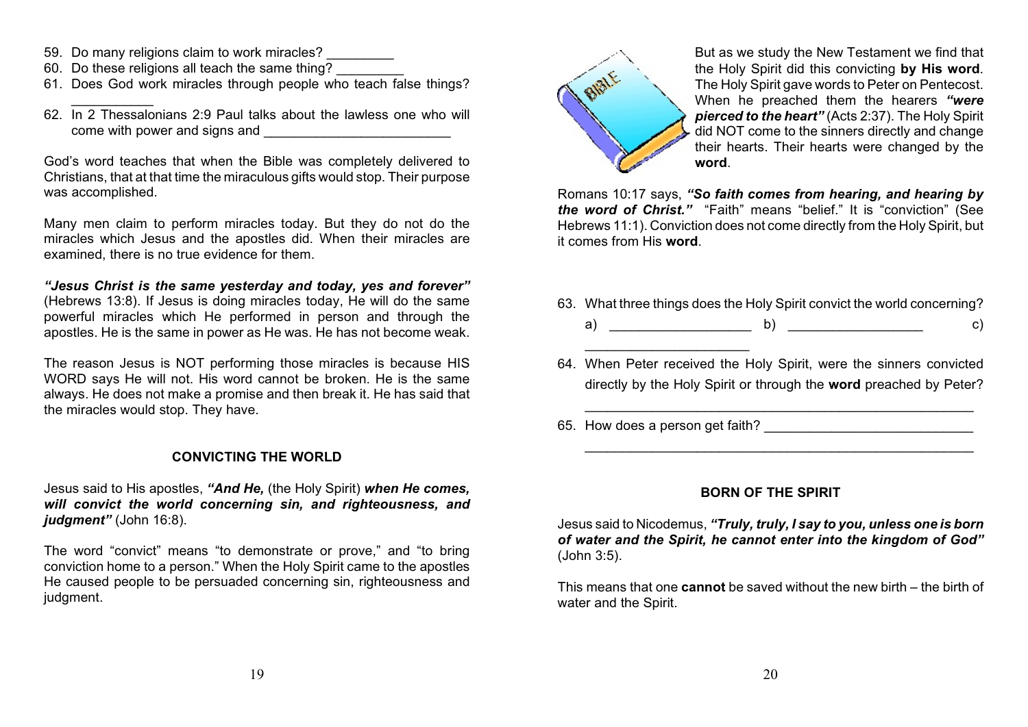59. Do many religions claim to work miracles? _________
60. Do these religions all teach the same thing? _________
61. Does God work miracles through people who teach false things? ___________
62. In 2 Thessalonians 2:9 Paul talks about the lawless one who will come with power and signs and _________________________

God's word teaches that when the Bible was completely delivered to Christians, that at that time the miraculous gifts would stop. Their purpose was accomplished.

Many men claim to perform miracles today. But they do not do the miracles which Jesus and the apostles did. When their miracles are examined, there is no true evidence for them.

***"Jesus Christ is the same yesterday and today, yes and forever"*** (Hebrews 13:8). If Jesus is doing miracles today, He will do the same powerful miracles which He performed in person and through the apostles. He is the same in power as He was. He has not become weak.

The reason Jesus is NOT performing those miracles is because HIS WORD says He will not. His word cannot be broken. He is the same always. He does not make a promise and then break it. He has said that the miracles would stop. They have.

## CONVICTING THE WORLD

Jesus said to His apostles, ***"And He,*** (the Holy Spirit) ***when He comes, will convict the world concerning sin, and righteousness, and judgment"*** (John 16:8).

The word "convict" means "to demonstrate or prove," and "to bring conviction home to a person." When the Holy Spirit came to the apostles He caused people to be persuaded concerning sin, righteousness and judgment.

But as we study the New Testament we find that the Holy Spirit did this convicting **by His word**. The Holy Spirit gave words to Peter on Pentecost. When he preached them the hearers ***"were pierced to the heart"*** (Acts 2:37). The Holy Spirit did NOT come to the sinners directly and change their hearts. Their hearts were changed by the **word**.

Romans 10:17 says, ***"So faith comes from hearing, and hearing by the word of Christ."*** "Faith" means "belief." It is "conviction" (See Hebrews 11:1). Conviction does not come directly from the Holy Spirit, but it comes from His **word**.

63. What three things does the Holy Spirit convict the world concerning?
    a) ___________________ b) __________________ c) ______________________
64. When Peter received the Holy Spirit, were the sinners convicted directly by the Holy Spirit or through the **word** preached by Peter?
    _______________________________________________________
65. How does a person get faith? ____________________________
    _______________________________________________________

## BORN OF THE SPIRIT

Jesus said to Nicodemus, ***"Truly, truly, I say to you, unless one is born of water and the Spirit, he cannot enter into the kingdom of God"*** (John 3:5).

This means that one **cannot** be saved without the new birth – the birth of water and the Spirit.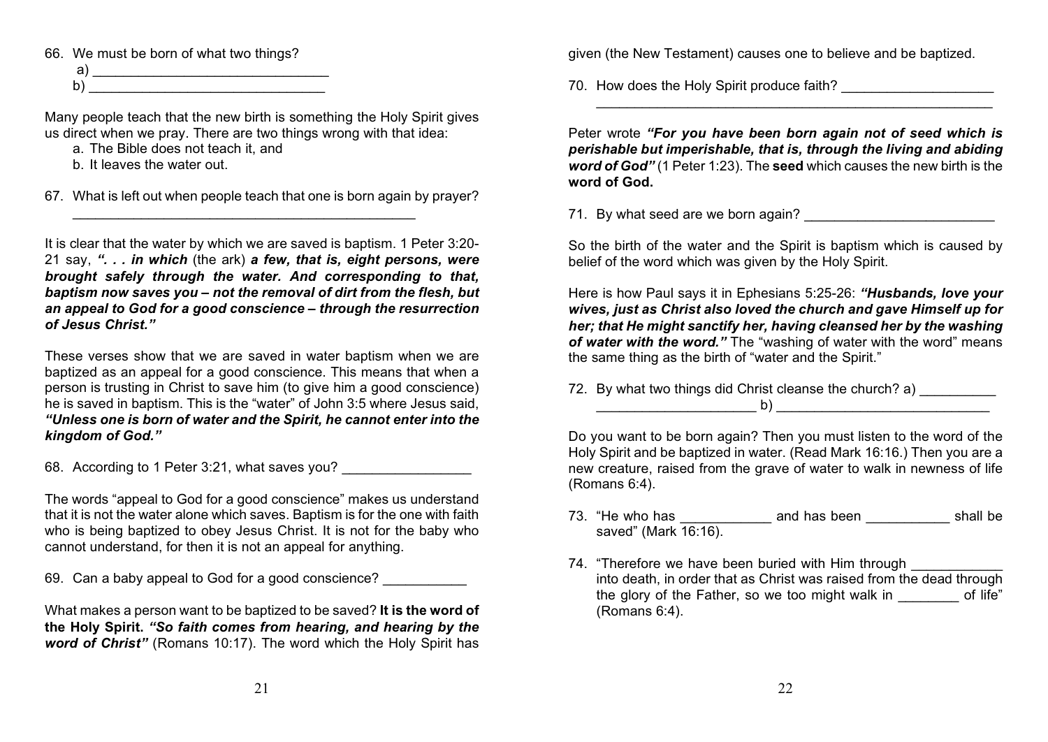66. We must be born of what two things?
    a) _______________________________
    b) _______________________________

Many people teach that the new birth is something the Holy Spirit gives us direct when we pray. There are two things wrong with that idea:

a. The Bible does not teach it, and
b. It leaves the water out.

67. What is left out when people teach that one is born again by prayer? _______________________________________________

It is clear that the water by which we are saved is baptism. 1 Peter 3:20-21 say, ***". . . in which*** (the ark) ***a few, that is, eight persons, were brought safely through the water. And corresponding to that, baptism now saves you – not the removal of dirt from the flesh, but an appeal to God for a good conscience – through the resurrection of Jesus Christ."***

These verses show that we are saved in water baptism when we are baptized as an appeal for a good conscience. This means that when a person is trusting in Christ to save him (to give him a good conscience) he is saved in baptism. This is the "water" of John 3:5 where Jesus said, ***"Unless one is born of water and the Spirit, he cannot enter into the kingdom of God."***

68. According to 1 Peter 3:21, what saves you? ________________

The words "appeal to God for a good conscience" makes us understand that it is not the water alone which saves. Baptism is for the one with faith who is being baptized to obey Jesus Christ. It is not for the baby who cannot understand, for then it is not an appeal for anything.

69. Can a baby appeal to God for a good conscience? ___________

What makes a person want to be baptized to be saved? **It is the word of the Holy Spirit.** ***"So faith comes from hearing, and hearing by the word of Christ"*** (Romans 10:17). The word which the Holy Spirit has given (the New Testament) causes one to believe and be baptized.

70. How does the Holy Spirit produce faith? ____________________ _______________________________________________________

Peter wrote ***"For you have been born again not of seed which is perishable but imperishable, that is, through the living and abiding word of God"*** (1 Peter 1:23). The **seed** which causes the new birth is the **word of God.**

71. By what seed are we born again? _________________________

So the birth of the water and the Spirit is baptism which is caused by belief of the word which was given by the Holy Spirit.

Here is how Paul says it in Ephesians 5:25-26: ***"Husbands, love your wives, just as Christ also loved the church and gave Himself up for her; that He might sanctify her, having cleansed her by the washing of water with the word."*** The "washing of water with the word" means the same thing as the birth of "water and the Spirit."

72. By what two things did Christ cleanse the church? a) __________ _____________________ b) ____________________________

Do you want to be born again? Then you must listen to the word of the Holy Spirit and be baptized in water. (Read Mark 16:16.) Then you are a new creature, raised from the grave of water to walk in newness of life (Romans 6:4).

73. "He who has ____________ and has been ___________ shall be saved" (Mark 16:16).

74. "Therefore we have been buried with Him through ____________ into death, in order that as Christ was raised from the dead through the glory of the Father, so we too might walk in ________ of life" (Romans 6:4).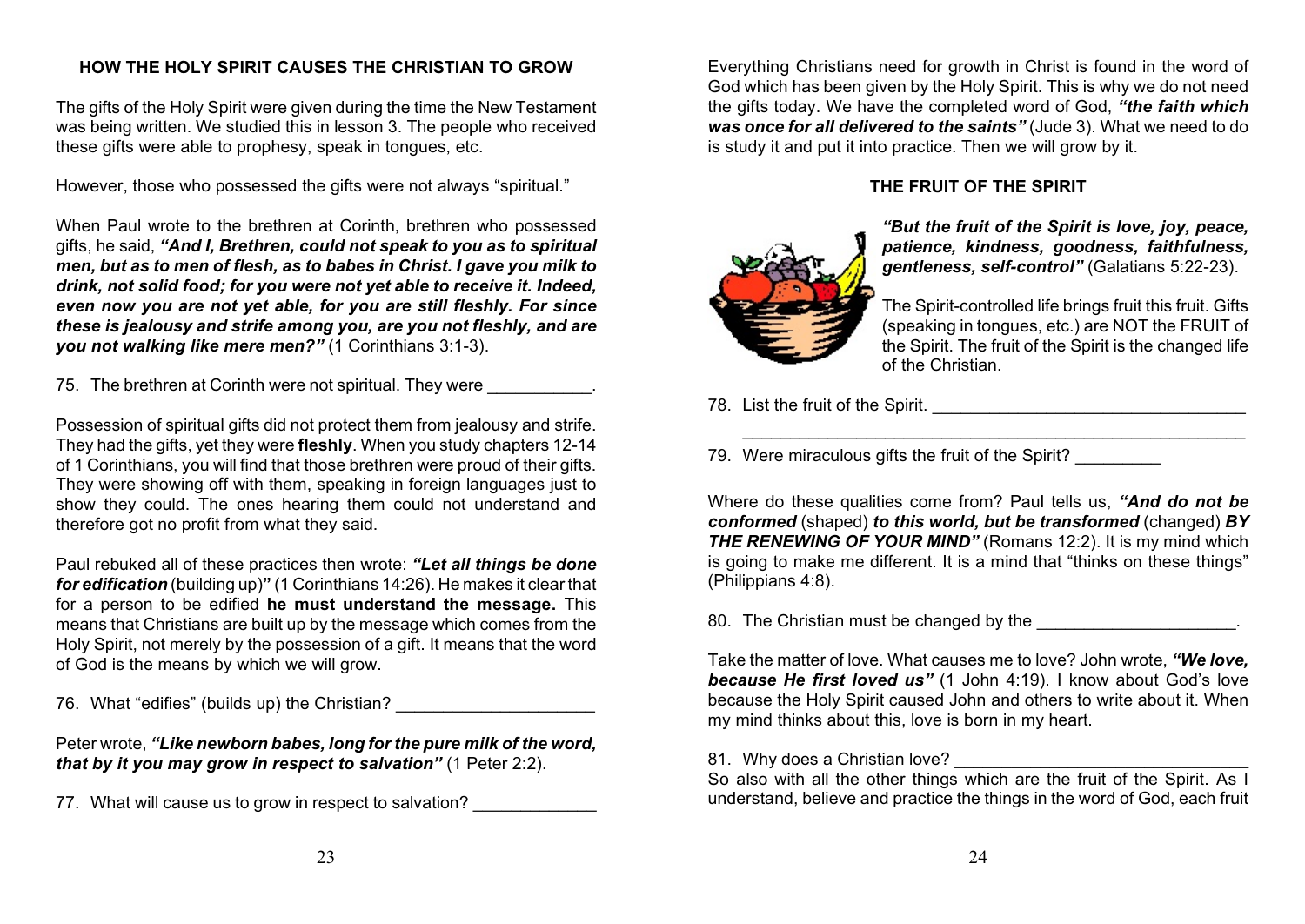## HOW THE HOLY SPIRIT CAUSES THE CHRISTIAN TO GROW

The gifts of the Holy Spirit were given during the time the New Testament was being written. We studied this in lesson 3. The people who received these gifts were able to prophesy, speak in tongues, etc.

However, those who possessed the gifts were not always "spiritual."

When Paul wrote to the brethren at Corinth, brethren who possessed gifts, he said, ***"And I, Brethren, could not speak to you as to spiritual men, but as to men of flesh, as to babes in Christ. I gave you milk to drink, not solid food; for you were not yet able to receive it. Indeed, even now you are not yet able, for you are still fleshly. For since these is jealousy and strife among you, are you not fleshly, and are you not walking like mere men?"*** (1 Corinthians 3:1-3).

75. The brethren at Corinth were not spiritual. They were ___________.

Possession of spiritual gifts did not protect them from jealousy and strife. They had the gifts, yet they were **fleshly**. When you study chapters 12-14 of 1 Corinthians, you will find that those brethren were proud of their gifts. They were showing off with them, speaking in foreign languages just to show they could. The ones hearing them could not understand and therefore got no profit from what they said.

Paul rebuked all of these practices then wrote: ***"Let all things be done for edification*** (building up)**"** (1 Corinthians 14:26). He makes it clear that for a person to be edified **he must understand the message.** This means that Christians are built up by the message which comes from the Holy Spirit, not merely by the possession of a gift. It means that the word of God is the means by which we will grow.

76. What "edifies" (builds up) the Christian? ____________________

Peter wrote, ***"Like newborn babes, long for the pure milk of the word, that by it you may grow in respect to salvation"*** (1 Peter 2:2).

77. What will cause us to grow in respect to salvation? _____________

Everything Christians need for growth in Christ is found in the word of God which has been given by the Holy Spirit. This is why we do not need the gifts today. We have the completed word of God, ***"the faith which was once for all delivered to the saints"*** (Jude 3). What we need to do is study it and put it into practice. Then we will grow by it.

## THE FRUIT OF THE SPIRIT

***"But the fruit of the Spirit is love, joy, peace, patience, kindness, goodness, faithfulness, gentleness, self-control"*** (Galatians 5:22-23).

The Spirit-controlled life brings fruit this fruit. Gifts (speaking in tongues, etc.) are NOT the FRUIT of the Spirit. The fruit of the Spirit is the changed life of the Christian.

78. List the fruit of the Spirit. _________________________________
_______________________________________________________

79. Were miraculous gifts the fruit of the Spirit? _________

Where do these qualities come from? Paul tells us, ***"And do not be conformed*** (shaped) ***to this world, but be transformed*** (changed) ***BY THE RENEWING OF YOUR MIND"*** (Romans 12:2). It is my mind which is going to make me different. It is a mind that "thinks on these things" (Philippians 4:8).

80. The Christian must be changed by the _____________________.

Take the matter of love. What causes me to love? John wrote, ***"We love, because He first loved us"*** (1 John 4:19). I know about God's love because the Holy Spirit caused John and others to write about it. When my mind thinks about this, love is born in my heart.

81. Why does a Christian love? _______________________________

So also with all the other things which are the fruit of the Spirit. As I understand, believe and practice the things in the word of God, each fruit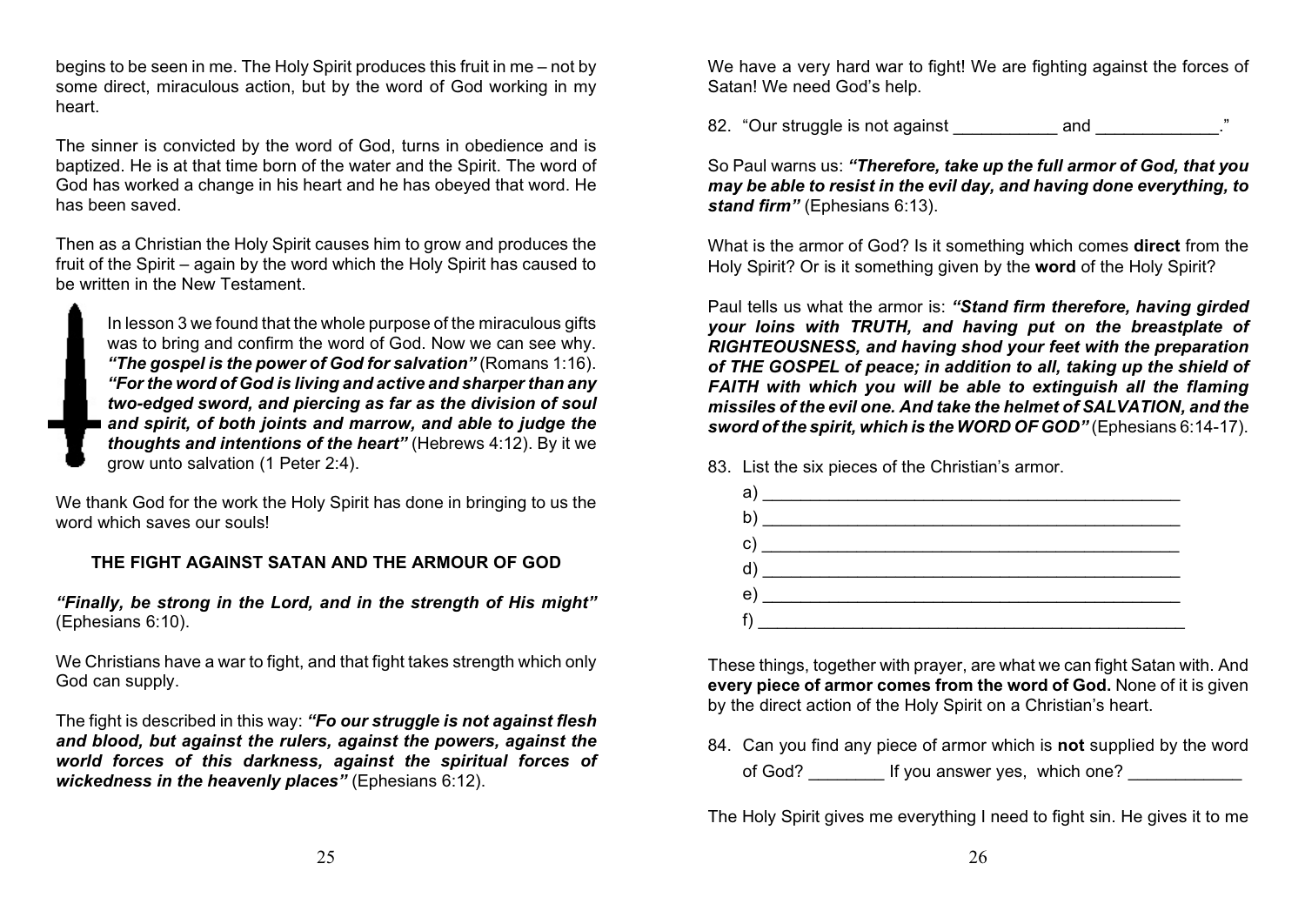begins to be seen in me. The Holy Spirit produces this fruit in me – not by some direct, miraculous action, but by the word of God working in my heart.

The sinner is convicted by the word of God, turns in obedience and is baptized. He is at that time born of the water and the Spirit. The word of God has worked a change in his heart and he has obeyed that word. He has been saved.

Then as a Christian the Holy Spirit causes him to grow and produces the fruit of the Spirit – again by the word which the Holy Spirit has caused to be written in the New Testament.

In lesson 3 we found that the whole purpose of the miraculous gifts was to bring and confirm the word of God. Now we can see why. ***"The gospel is the power of God for salvation"*** (Romans 1:16). ***"For the word of God is living and active and sharper than any two-edged sword, and piercing as far as the division of soul and spirit, of both joints and marrow, and able to judge the thoughts and intentions of the heart"*** (Hebrews 4:12). By it we grow unto salvation (1 Peter 2:4).

We thank God for the work the Holy Spirit has done in bringing to us the word which saves our souls!

### THE FIGHT AGAINST SATAN AND THE ARMOUR OF GOD

***"Finally, be strong in the Lord, and in the strength of His might"*** (Ephesians 6:10).

We Christians have a war to fight, and that fight takes strength which only God can supply.

The fight is described in this way: ***"Fo our struggle is not against flesh and blood, but against the rulers, against the powers, against the world forces of this darkness, against the spiritual forces of wickedness in the heavenly places"*** (Ephesians 6:12).

We have a very hard war to fight! We are fighting against the forces of Satan! We need God's help.

82. "Our struggle is not against ___________ and _____________."

So Paul warns us: ***"Therefore, take up the full armor of God, that you may be able to resist in the evil day, and having done everything, to stand firm"*** (Ephesians 6:13).

What is the armor of God? Is it something which comes **direct** from the Holy Spirit? Or is it something given by the **word** of the Holy Spirit?

Paul tells us what the armor is: ***"Stand firm therefore, having girded your loins with TRUTH, and having put on the breastplate of RIGHTEOUSNESS, and having shod your feet with the preparation of THE GOSPEL of peace; in addition to all, taking up the shield of FAITH with which you will be able to extinguish all the flaming missiles of the evil one. And take the helmet of SALVATION, and the sword of the spirit, which is the WORD OF GOD"*** (Ephesians 6:14-17).

83. List the six pieces of the Christian's armor.

    a) ____________________________________________
    b) ____________________________________________
    c) ____________________________________________
    d) ____________________________________________
    e) ____________________________________________
    f) ____________________________________________

These things, together with prayer, are what we can fight Satan with. And **every piece of armor comes from the word of God.** None of it is given by the direct action of the Holy Spirit on a Christian's heart.

84. Can you find any piece of armor which is **not** supplied by the word of God? ________ If you answer yes, which one? ____________

The Holy Spirit gives me everything I need to fight sin. He gives it to me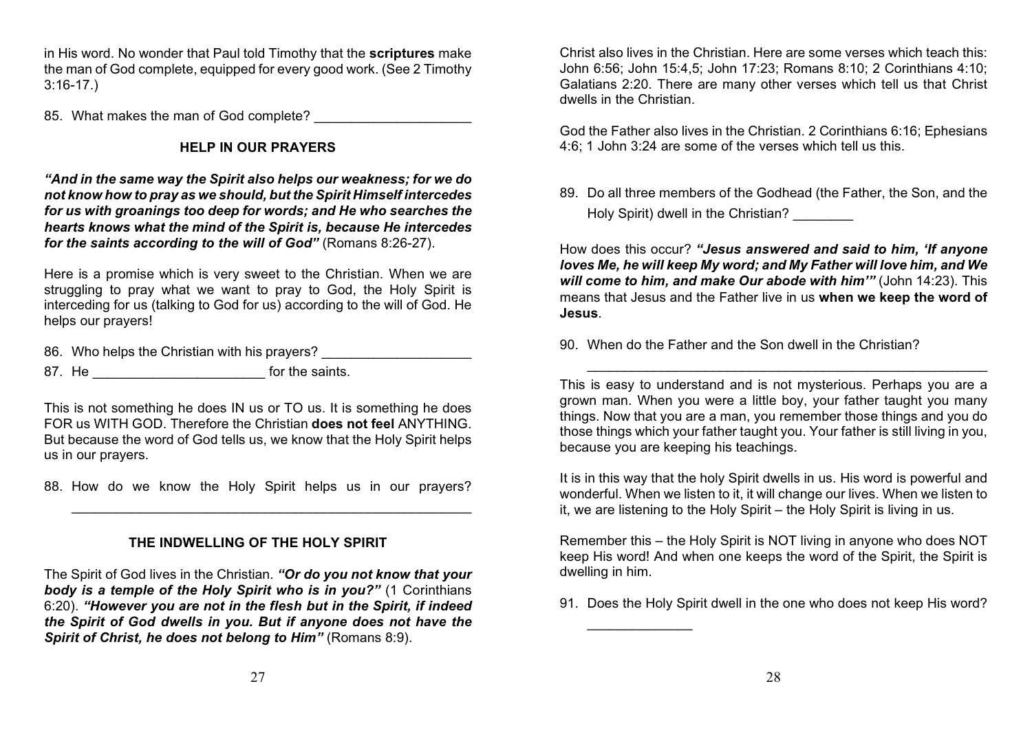in His word. No wonder that Paul told Timothy that the **scriptures** make the man of God complete, equipped for every good work. (See 2 Timothy 3:16-17.)

85. What makes the man of God complete? ____________________

### HELP IN OUR PRAYERS

***"And in the same way the Spirit also helps our weakness; for we do not know how to pray as we should, but the Spirit Himself intercedes for us with groanings too deep for words; and He who searches the hearts knows what the mind of the Spirit is, because He intercedes for the saints according to the will of God"*** (Romans 8:26-27).

Here is a promise which is very sweet to the Christian. When we are struggling to pray what we want to pray to God, the Holy Spirit is interceding for us (talking to God for us) according to the will of God. He helps our prayers!

86. Who helps the Christian with his prayers? ___________________

87. He ______________________ for the saints.

This is not something he does IN us or TO us. It is something he does FOR us WITH GOD. Therefore the Christian **does not feel** ANYTHING. But because the word of God tells us, we know that the Holy Spirit helps us in our prayers.

88. How do we know the Holy Spirit helps us in our prayers? _______________________________________________________

### THE INDWELLING OF THE HOLY SPIRIT

The Spirit of God lives in the Christian. ***"Or do you not know that your body is a temple of the Holy Spirit who is in you?"*** (1 Corinthians 6:20). ***"However you are not in the flesh but in the Spirit, if indeed the Spirit of God dwells in you. But if anyone does not have the Spirit of Christ, he does not belong to Him"*** (Romans 8:9).

Christ also lives in the Christian. Here are some verses which teach this: John 6:56; John 15:4,5; John 17:23; Romans 8:10; 2 Corinthians 4:10; Galatians 2:20. There are many other verses which tell us that Christ dwells in the Christian.

God the Father also lives in the Christian. 2 Corinthians 6:16; Ephesians 4:6; 1 John 3:24 are some of the verses which tell us this.

89. Do all three members of the Godhead (the Father, the Son, and the Holy Spirit) dwell in the Christian? ________

How does this occur? ***"Jesus answered and said to him, 'If anyone loves Me, he will keep My word; and My Father will love him, and We will come to him, and make Our abode with him'"*** (John 14:23). This means that Jesus and the Father live in us **when we keep the word of Jesus**.

90. When do the Father and the Son dwell in the Christian? _______________________________________________________

This is easy to understand and is not mysterious. Perhaps you are a grown man. When you were a little boy, your father taught you many things. Now that you are a man, you remember those things and you do those things which your father taught you. Your father is still living in you, because you are keeping his teachings.

It is in this way that the holy Spirit dwells in us. His word is powerful and wonderful. When we listen to it, it will change our lives. When we listen to it, we are listening to the Holy Spirit – the Holy Spirit is living in us.

Remember this – the Holy Spirit is NOT living in anyone who does NOT keep His word! And when one keeps the word of the Spirit, the Spirit is dwelling in him.

91. Does the Holy Spirit dwell in the one who does not keep His word? _____________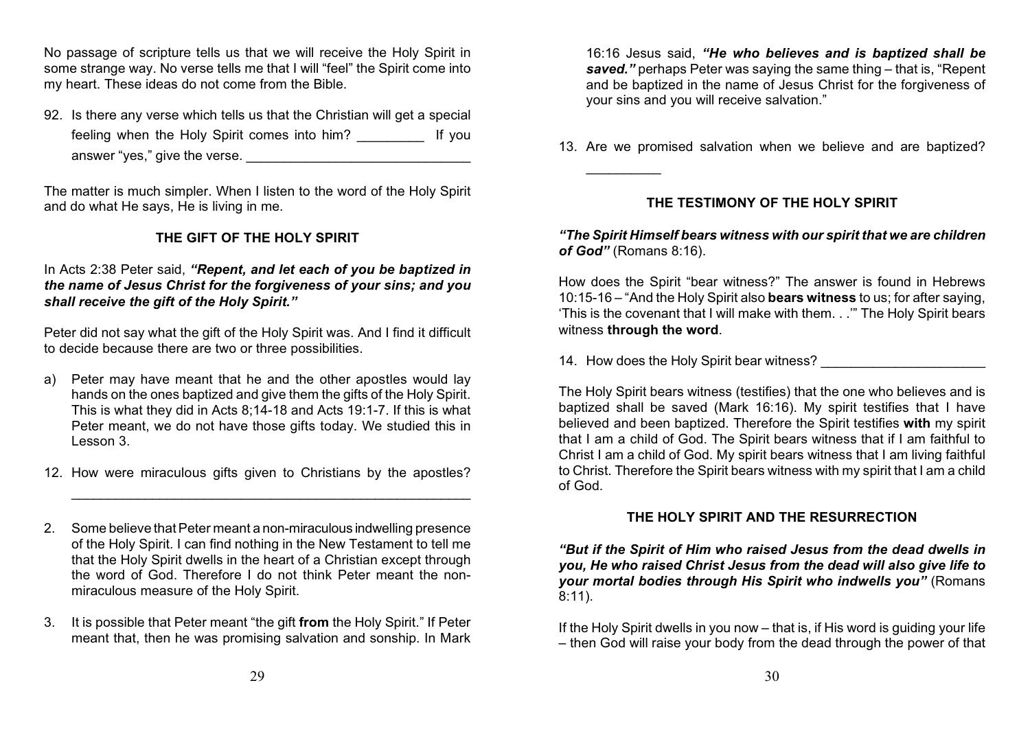No passage of scripture tells us that we will receive the Holy Spirit in some strange way. No verse tells me that I will "feel" the Spirit come into my heart. These ideas do not come from the Bible.

92. Is there any verse which tells us that the Christian will get a special feeling when the Holy Spirit comes into him? _________ If you answer "yes," give the verse. ______________________________

The matter is much simpler. When I listen to the word of the Holy Spirit and do what He says, He is living in me.

## THE GIFT OF THE HOLY SPIRIT

In Acts 2:38 Peter said, ***"Repent, and let each of you be baptized in the name of Jesus Christ for the forgiveness of your sins; and you shall receive the gift of the Holy Spirit."***

Peter did not say what the gift of the Holy Spirit was. And I find it difficult to decide because there are two or three possibilities.

a) Peter may have meant that he and the other apostles would lay hands on the ones baptized and give them the gifts of the Holy Spirit. This is what they did in Acts 8;14-18 and Acts 19:1-7. If this is what Peter meant, we do not have those gifts today. We studied this in Lesson 3.

12. How were miraculous gifts given to Christians by the apostles? ________________________________________________________

2. Some believe that Peter meant a non-miraculous indwelling presence of the Holy Spirit. I can find nothing in the New Testament to tell me that the Holy Spirit dwells in the heart of a Christian except through the word of God. Therefore I do not think Peter meant the non-miraculous measure of the Holy Spirit.

3. It is possible that Peter meant "the gift **from** the Holy Spirit." If Peter meant that, then he was promising salvation and sonship. In Mark 16:16 Jesus said, ***"He who believes and is baptized shall be saved."*** perhaps Peter was saying the same thing – that is, "Repent and be baptized in the name of Jesus Christ for the forgiveness of your sins and you will receive salvation."

13. Are we promised salvation when we believe and are baptized? __________

## THE TESTIMONY OF THE HOLY SPIRIT

***"The Spirit Himself bears witness with our spirit that we are children of God"*** (Romans 8:16).

How does the Spirit "bear witness?" The answer is found in Hebrews 10:15-16 – "And the Holy Spirit also **bears witness** to us; for after saying, 'This is the covenant that I will make with them. . .'" The Holy Spirit bears witness **through the word**.

14. How does the Holy Spirit bear witness? ______________________

The Holy Spirit bears witness (testifies) that the one who believes and is baptized shall be saved (Mark 16:16). My spirit testifies that I have believed and been baptized. Therefore the Spirit testifies **with** my spirit that I am a child of God. The Spirit bears witness that if I am faithful to Christ I am a child of God. My spirit bears witness that I am living faithful to Christ. Therefore the Spirit bears witness with my spirit that I am a child of God.

## THE HOLY SPIRIT AND THE RESURRECTION

***"But if the Spirit of Him who raised Jesus from the dead dwells in you, He who raised Christ Jesus from the dead will also give life to your mortal bodies through His Spirit who indwells you"*** (Romans 8:11).

If the Holy Spirit dwells in you now – that is, if His word is guiding your life – then God will raise your body from the dead through the power of that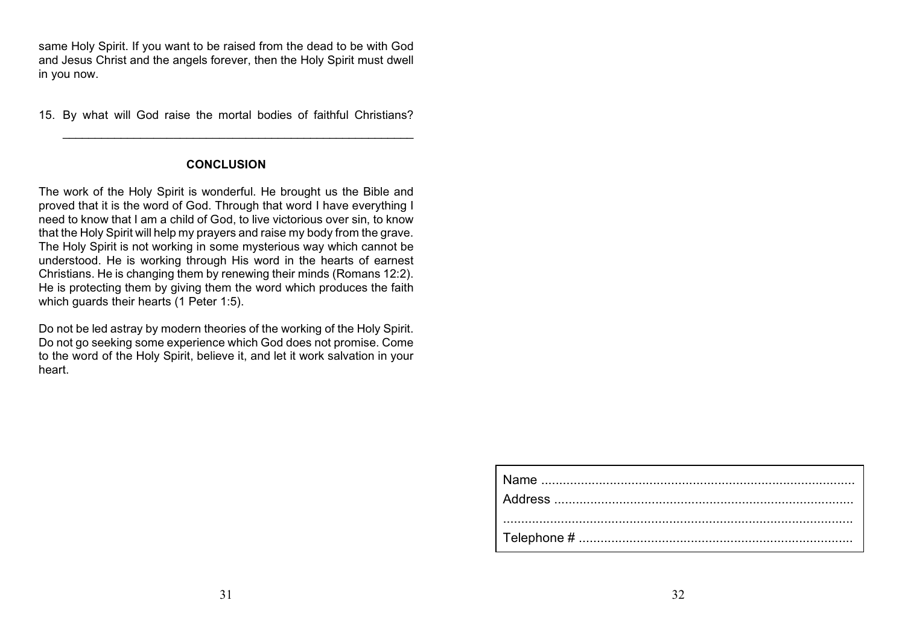same Holy Spirit. If you want to be raised from the dead to be with God and Jesus Christ and the angels forever, then the Holy Spirit must dwell in you now.

15. By what will God raise the mortal bodies of faithful Christians? \_\_\_\_\_\_\_\_\_\_\_\_\_\_\_\_\_\_\_\_\_\_\_\_\_\_\_\_\_\_\_\_\_\_\_\_\_\_\_\_\_\_\_\_\_\_\_\_\_\_\_\_

**CONCLUSION**

The work of the Holy Spirit is wonderful. He brought us the Bible and proved that it is the word of God. Through that word I have everything I need to know that I am a child of God, to live victorious over sin, to know that the Holy Spirit will help my prayers and raise my body from the grave. The Holy Spirit is not working in some mysterious way which cannot be understood. He is working through His word in the hearts of earnest Christians. He is changing them by renewing their minds (Romans 12:2). He is protecting them by giving them the word which produces the faith which guards their hearts (1 Peter 1:5).

Do not be led astray by modern theories of the working of the Holy Spirit. Do not go seeking some experience which God does not promise. Come to the word of the Holy Spirit, believe it, and let it work salvation in your heart.

Name ........................................................................................

Address ....................................................................................

..................................................................................................

Telephone # ..............................................................................